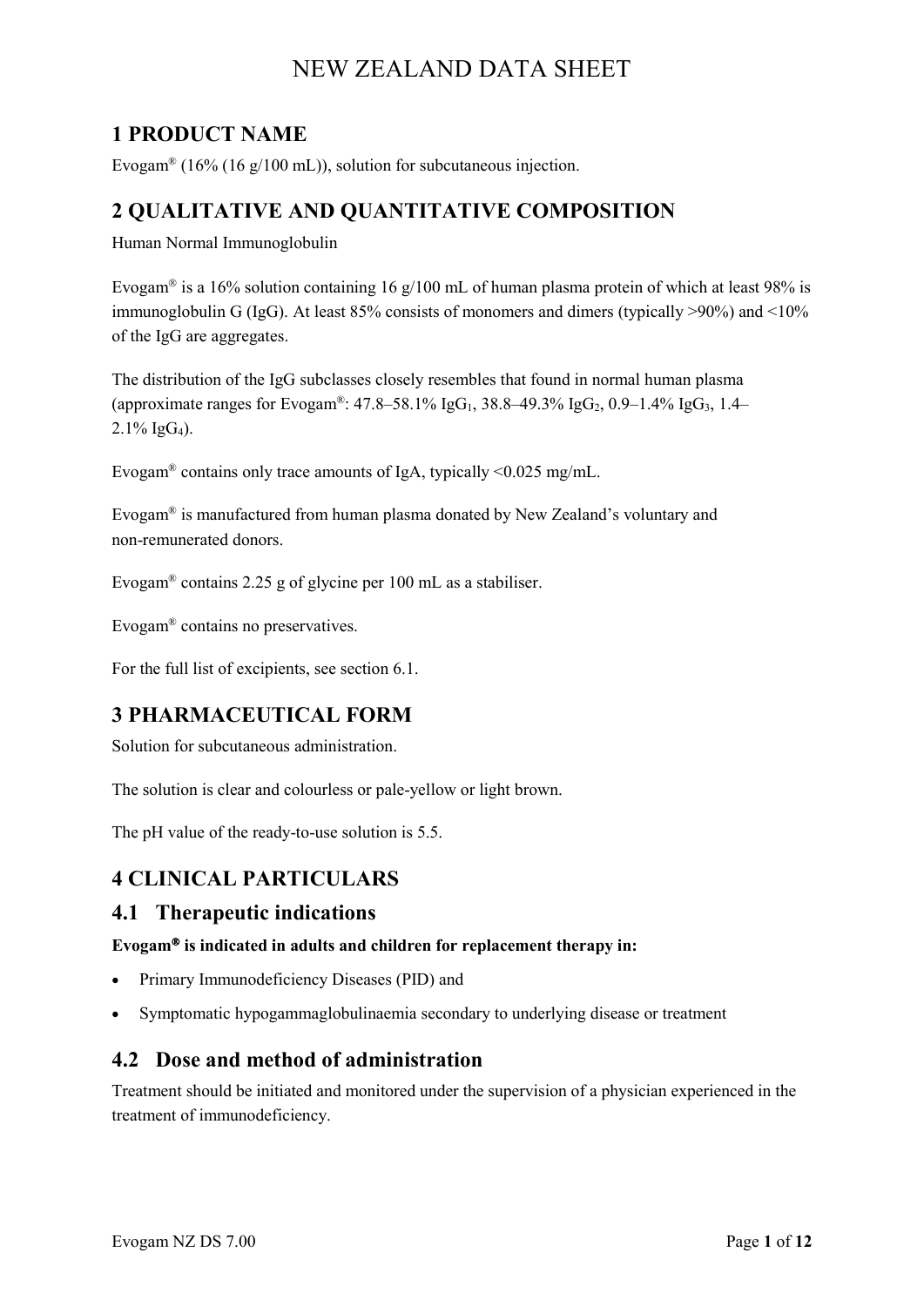# NEW ZEALAND DATA SHEET

## 1 PRODUCT NAME

Evogam® (16% (16 g/100 mL)), solution for subcutaneous injection.

## 2 QUALITATIVE AND QUANTITATIVE COMPOSITION

Human Normal Immunoglobulin

Evogam® is a 16% solution containing 16 g/100 mL of human plasma protein of which at least 98% is immunoglobulin G (IgG). At least 85% consists of monomers and dimers (typically >90%) and <10% of the IgG are aggregates.

The distribution of the IgG subclasses closely resembles that found in normal human plasma (approximate ranges for Evogam®: 47.8–58.1% $IgG_1$, 38.8–49.3% $IgG_2$, 0.9–1.4% $IgG_3$, 1.4–2.1% $IgG_4$).

Evogam® contains only trace amounts of IgA, typically <0.025 mg/mL.

Evogam® is manufactured from human plasma donated by New Zealand's voluntary and non-remunerated donors.

Evogam® contains 2.25 g of glycine per 100 mL as a stabiliser.

Evogam® contains no preservatives.

For the full list of excipients, see section 6.1.

## 3 PHARMACEUTICAL FORM

Solution for subcutaneous administration.

The solution is clear and colourless or pale-yellow or light brown.

The pH value of the ready-to-use solution is 5.5.

## 4 CLINICAL PARTICULARS

### 4.1 Therapeutic indications

**Evogam® is indicated in adults and children for replacement therapy in:**

- Primary Immunodeficiency Diseases (PID) and
- Symptomatic hypogammaglobulinaemia secondary to underlying disease or treatment

### 4.2 Dose and method of administration

Treatment should be initiated and monitored under the supervision of a physician experienced in the treatment of immunodeficiency.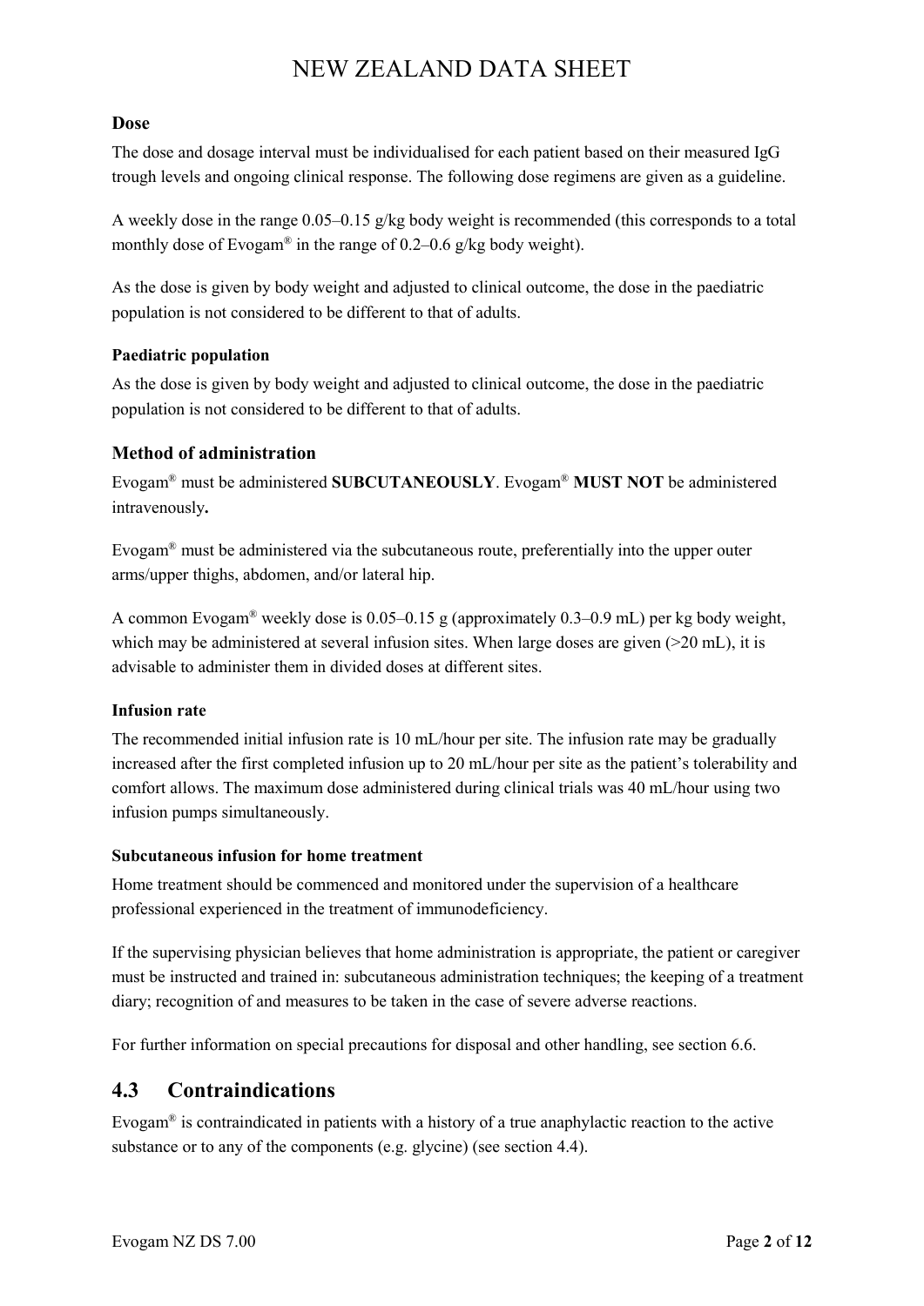### Dose

The dose and dosage interval must be individualised for each patient based on their measured IgG trough levels and ongoing clinical response. The following dose regimens are given as a guideline.

A weekly dose in the range 0.05–0.15 g/kg body weight is recommended (this corresponds to a total monthly dose of Evogam® in the range of 0.2–0.6 g/kg body weight).

As the dose is given by body weight and adjusted to clinical outcome, the dose in the paediatric population is not considered to be different to that of adults.

#### Paediatric population

As the dose is given by body weight and adjusted to clinical outcome, the dose in the paediatric population is not considered to be different to that of adults.

### Method of administration

Evogam® must be administered **SUBCUTANEOUSLY**. Evogam® **MUST NOT** be administered intravenously**.**

Evogam® must be administered via the subcutaneous route, preferentially into the upper outer arms/upper thighs, abdomen, and/or lateral hip.

A common Evogam® weekly dose is 0.05–0.15 g (approximately 0.3–0.9 mL) per kg body weight, which may be administered at several infusion sites. When large doses are given (>20 mL), it is advisable to administer them in divided doses at different sites.

#### Infusion rate

The recommended initial infusion rate is 10 mL/hour per site. The infusion rate may be gradually increased after the first completed infusion up to 20 mL/hour per site as the patient's tolerability and comfort allows. The maximum dose administered during clinical trials was 40 mL/hour using two infusion pumps simultaneously.

#### Subcutaneous infusion for home treatment

Home treatment should be commenced and monitored under the supervision of a healthcare professional experienced in the treatment of immunodeficiency.

If the supervising physician believes that home administration is appropriate, the patient or caregiver must be instructed and trained in: subcutaneous administration techniques; the keeping of a treatment diary; recognition of and measures to be taken in the case of severe adverse reactions.

For further information on special precautions for disposal and other handling, see section 6.6.

## 4.3 Contraindications

Evogam® is contraindicated in patients with a history of a true anaphylactic reaction to the active substance or to any of the components (e.g. glycine) (see section 4.4).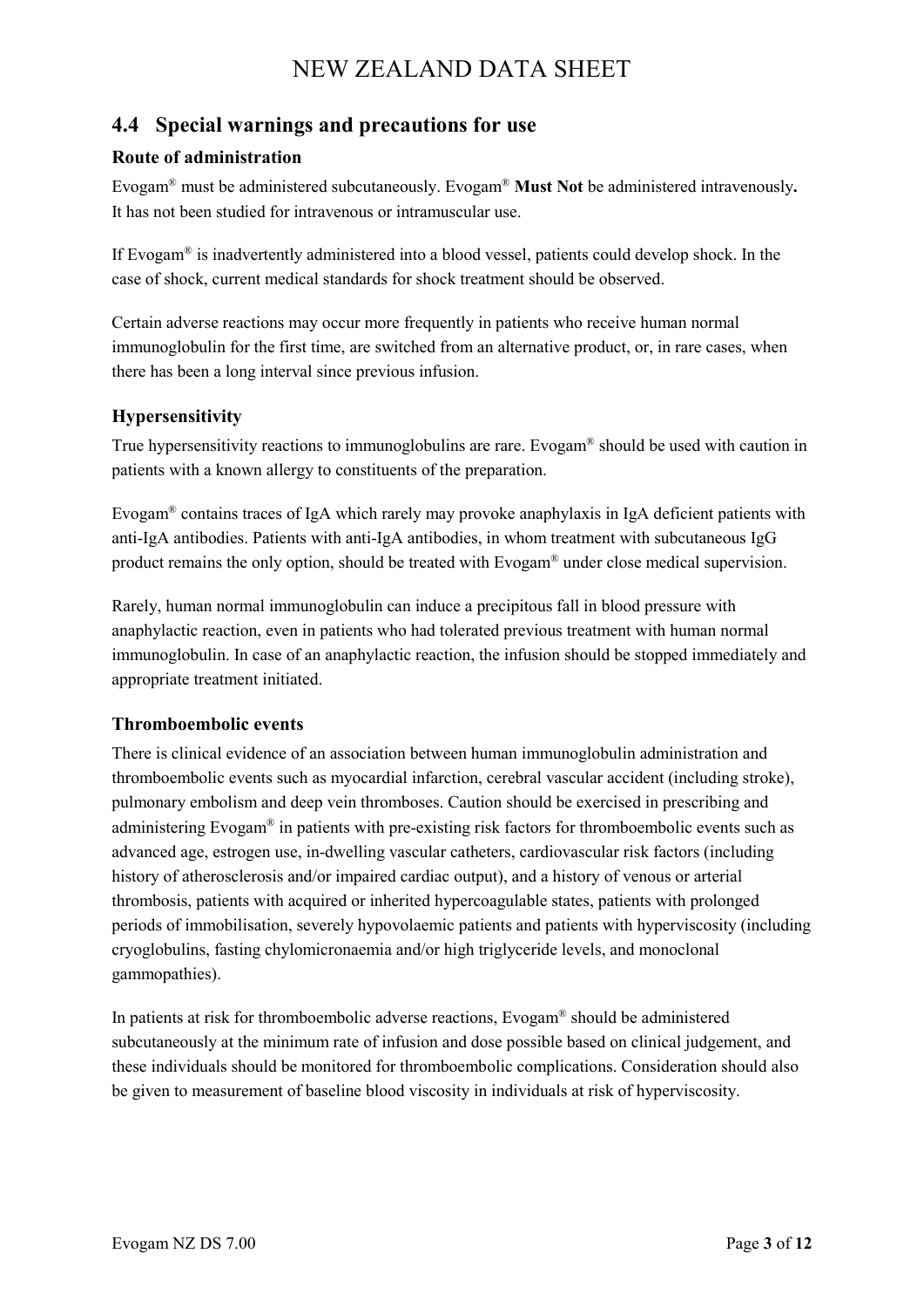## 4.4 Special warnings and precautions for use

### Route of administration

Evogam® must be administered subcutaneously. Evogam® **Must Not** be administered intravenously**.** It has not been studied for intravenous or intramuscular use.

If Evogam® is inadvertently administered into a blood vessel, patients could develop shock. In the case of shock, current medical standards for shock treatment should be observed.

Certain adverse reactions may occur more frequently in patients who receive human normal immunoglobulin for the first time, are switched from an alternative product, or, in rare cases, when there has been a long interval since previous infusion.

### Hypersensitivity

True hypersensitivity reactions to immunoglobulins are rare. Evogam® should be used with caution in patients with a known allergy to constituents of the preparation.

Evogam® contains traces of IgA which rarely may provoke anaphylaxis in IgA deficient patients with anti-IgA antibodies. Patients with anti-IgA antibodies, in whom treatment with subcutaneous IgG product remains the only option, should be treated with Evogam® under close medical supervision.

Rarely, human normal immunoglobulin can induce a precipitous fall in blood pressure with anaphylactic reaction, even in patients who had tolerated previous treatment with human normal immunoglobulin. In case of an anaphylactic reaction, the infusion should be stopped immediately and appropriate treatment initiated.

### Thromboembolic events

There is clinical evidence of an association between human immunoglobulin administration and thromboembolic events such as myocardial infarction, cerebral vascular accident (including stroke), pulmonary embolism and deep vein thromboses. Caution should be exercised in prescribing and administering Evogam® in patients with pre-existing risk factors for thromboembolic events such as advanced age, estrogen use, in-dwelling vascular catheters, cardiovascular risk factors (including history of atherosclerosis and/or impaired cardiac output), and a history of venous or arterial thrombosis, patients with acquired or inherited hypercoagulable states, patients with prolonged periods of immobilisation, severely hypovolaemic patients and patients with hyperviscosity (including cryoglobulins, fasting chylomicronaemia and/or high triglyceride levels, and monoclonal gammopathies).

In patients at risk for thromboembolic adverse reactions, Evogam® should be administered subcutaneously at the minimum rate of infusion and dose possible based on clinical judgement, and these individuals should be monitored for thromboembolic complications. Consideration should also be given to measurement of baseline blood viscosity in individuals at risk of hyperviscosity.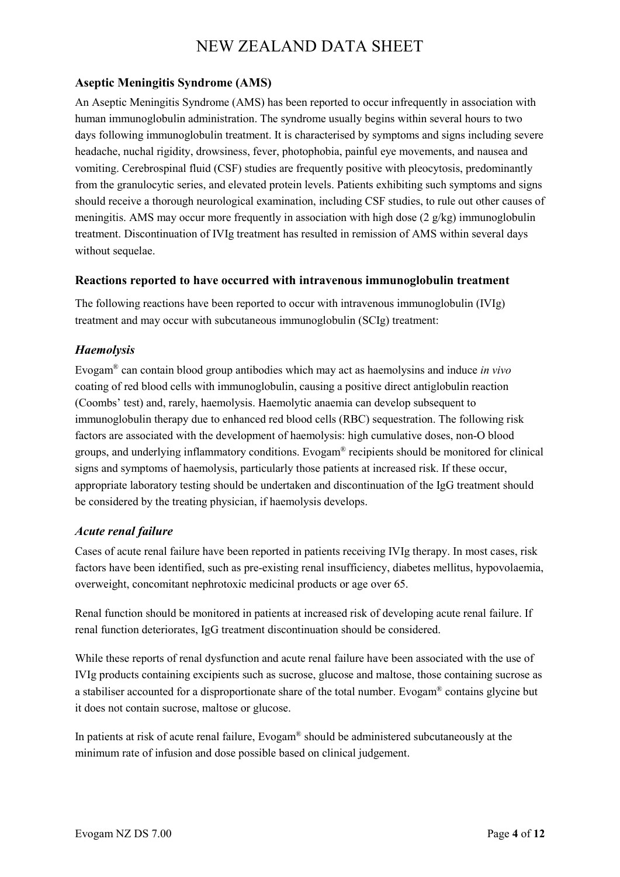### Aseptic Meningitis Syndrome (AMS)

An Aseptic Meningitis Syndrome (AMS) has been reported to occur infrequently in association with human immunoglobulin administration. The syndrome usually begins within several hours to two days following immunoglobulin treatment. It is characterised by symptoms and signs including severe headache, nuchal rigidity, drowsiness, fever, photophobia, painful eye movements, and nausea and vomiting. Cerebrospinal fluid (CSF) studies are frequently positive with pleocytosis, predominantly from the granulocytic series, and elevated protein levels. Patients exhibiting such symptoms and signs should receive a thorough neurological examination, including CSF studies, to rule out other causes of meningitis. AMS may occur more frequently in association with high dose (2 g/kg) immunoglobulin treatment. Discontinuation of IVIg treatment has resulted in remission of AMS within several days without sequelae.

### Reactions reported to have occurred with intravenous immunoglobulin treatment

The following reactions have been reported to occur with intravenous immunoglobulin (IVIg) treatment and may occur with subcutaneous immunoglobulin (SCIg) treatment:

#### *Haemolysis*

Evogam® can contain blood group antibodies which may act as haemolysins and induce *in vivo* coating of red blood cells with immunoglobulin, causing a positive direct antiglobulin reaction (Coombs' test) and, rarely, haemolysis. Haemolytic anaemia can develop subsequent to immunoglobulin therapy due to enhanced red blood cells (RBC) sequestration. The following risk factors are associated with the development of haemolysis: high cumulative doses, non-O blood groups, and underlying inflammatory conditions. Evogam® recipients should be monitored for clinical signs and symptoms of haemolysis, particularly those patients at increased risk. If these occur, appropriate laboratory testing should be undertaken and discontinuation of the IgG treatment should be considered by the treating physician, if haemolysis develops.

#### *Acute renal failure*

Cases of acute renal failure have been reported in patients receiving IVIg therapy. In most cases, risk factors have been identified, such as pre-existing renal insufficiency, diabetes mellitus, hypovolaemia, overweight, concomitant nephrotoxic medicinal products or age over 65.

Renal function should be monitored in patients at increased risk of developing acute renal failure. If renal function deteriorates, IgG treatment discontinuation should be considered.

While these reports of renal dysfunction and acute renal failure have been associated with the use of IVIg products containing excipients such as sucrose, glucose and maltose, those containing sucrose as a stabiliser accounted for a disproportionate share of the total number. Evogam® contains glycine but it does not contain sucrose, maltose or glucose.

In patients at risk of acute renal failure, Evogam® should be administered subcutaneously at the minimum rate of infusion and dose possible based on clinical judgement.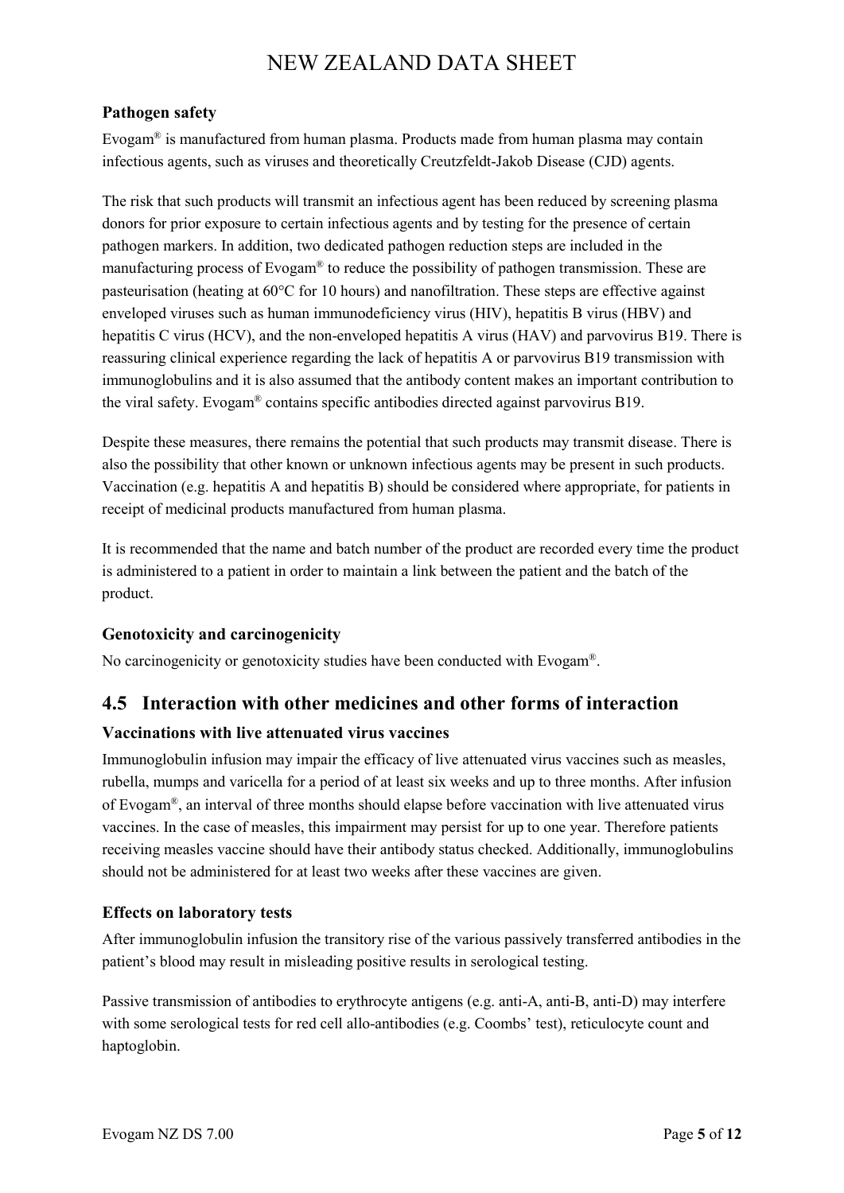### Pathogen safety

Evogam® is manufactured from human plasma. Products made from human plasma may contain infectious agents, such as viruses and theoretically Creutzfeldt-Jakob Disease (CJD) agents.

The risk that such products will transmit an infectious agent has been reduced by screening plasma donors for prior exposure to certain infectious agents and by testing for the presence of certain pathogen markers. In addition, two dedicated pathogen reduction steps are included in the manufacturing process of Evogam® to reduce the possibility of pathogen transmission. These are pasteurisation (heating at 60°C for 10 hours) and nanofiltration. These steps are effective against enveloped viruses such as human immunodeficiency virus (HIV), hepatitis B virus (HBV) and hepatitis C virus (HCV), and the non-enveloped hepatitis A virus (HAV) and parvovirus B19. There is reassuring clinical experience regarding the lack of hepatitis A or parvovirus B19 transmission with immunoglobulins and it is also assumed that the antibody content makes an important contribution to the viral safety. Evogam® contains specific antibodies directed against parvovirus B19.

Despite these measures, there remains the potential that such products may transmit disease. There is also the possibility that other known or unknown infectious agents may be present in such products. Vaccination (e.g. hepatitis A and hepatitis B) should be considered where appropriate, for patients in receipt of medicinal products manufactured from human plasma.

It is recommended that the name and batch number of the product are recorded every time the product is administered to a patient in order to maintain a link between the patient and the batch of the product.

### Genotoxicity and carcinogenicity

No carcinogenicity or genotoxicity studies have been conducted with Evogam®.

## 4.5 Interaction with other medicines and other forms of interaction

### Vaccinations with live attenuated virus vaccines

Immunoglobulin infusion may impair the efficacy of live attenuated virus vaccines such as measles, rubella, mumps and varicella for a period of at least six weeks and up to three months. After infusion of Evogam®, an interval of three months should elapse before vaccination with live attenuated virus vaccines. In the case of measles, this impairment may persist for up to one year. Therefore patients receiving measles vaccine should have their antibody status checked. Additionally, immunoglobulins should not be administered for at least two weeks after these vaccines are given.

### Effects on laboratory tests

After immunoglobulin infusion the transitory rise of the various passively transferred antibodies in the patient's blood may result in misleading positive results in serological testing.

Passive transmission of antibodies to erythrocyte antigens (e.g. anti-A, anti-B, anti-D) may interfere with some serological tests for red cell allo-antibodies (e.g. Coombs' test), reticulocyte count and haptoglobin.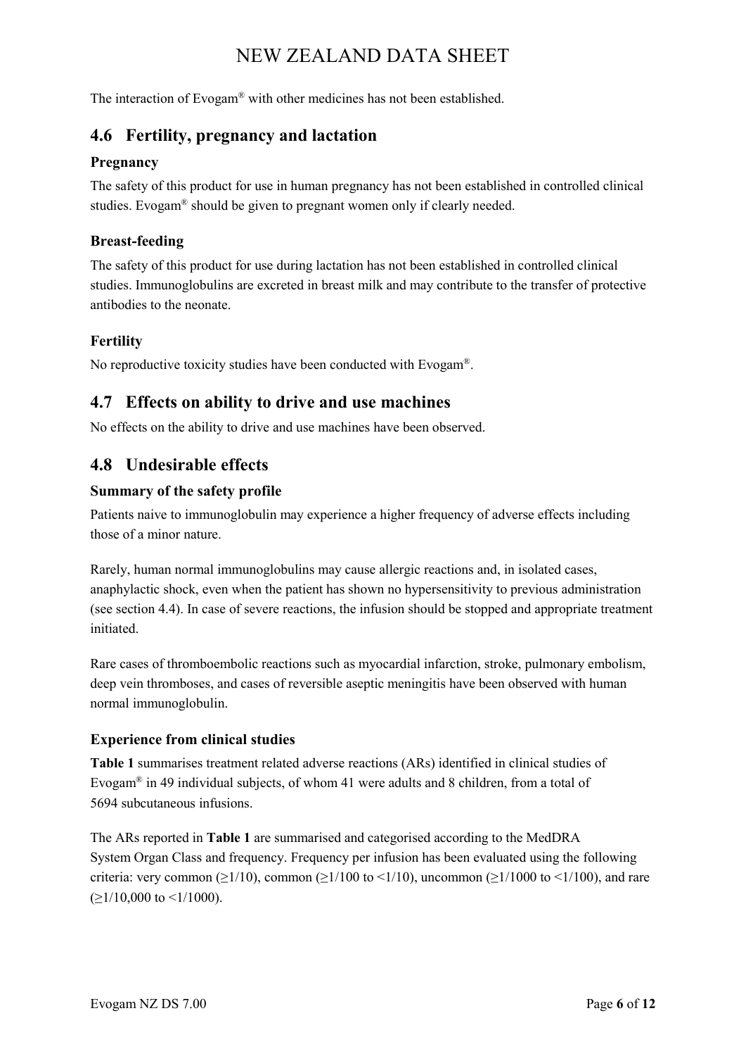The interaction of Evogam® with other medicines has not been established.

## 4.6 Fertility, pregnancy and lactation

### Pregnancy

The safety of this product for use in human pregnancy has not been established in controlled clinical studies. Evogam® should be given to pregnant women only if clearly needed.

### Breast-feeding

The safety of this product for use during lactation has not been established in controlled clinical studies. Immunoglobulins are excreted in breast milk and may contribute to the transfer of protective antibodies to the neonate.

### Fertility

No reproductive toxicity studies have been conducted with Evogam®.

## 4.7 Effects on ability to drive and use machines

No effects on the ability to drive and use machines have been observed.

## 4.8 Undesirable effects

### Summary of the safety profile

Patients naive to immunoglobulin may experience a higher frequency of adverse effects including those of a minor nature.

Rarely, human normal immunoglobulins may cause allergic reactions and, in isolated cases, anaphylactic shock, even when the patient has shown no hypersensitivity to previous administration (see section 4.4). In case of severe reactions, the infusion should be stopped and appropriate treatment initiated.

Rare cases of thromboembolic reactions such as myocardial infarction, stroke, pulmonary embolism, deep vein thromboses, and cases of reversible aseptic meningitis have been observed with human normal immunoglobulin.

### Experience from clinical studies

**Table 1** summarises treatment related adverse reactions (ARs) identified in clinical studies of Evogam® in 49 individual subjects, of whom 41 were adults and 8 children, from a total of 5694 subcutaneous infusions.

The ARs reported in **Table 1** are summarised and categorised according to the MedDRA System Organ Class and frequency. Frequency per infusion has been evaluated using the following criteria: very common ($\geq$1/10), common ($\geq$1/100 to <1/10), uncommon ($\geq$1/1000 to <1/100), and rare ($\geq$1/10,000 to <1/1000).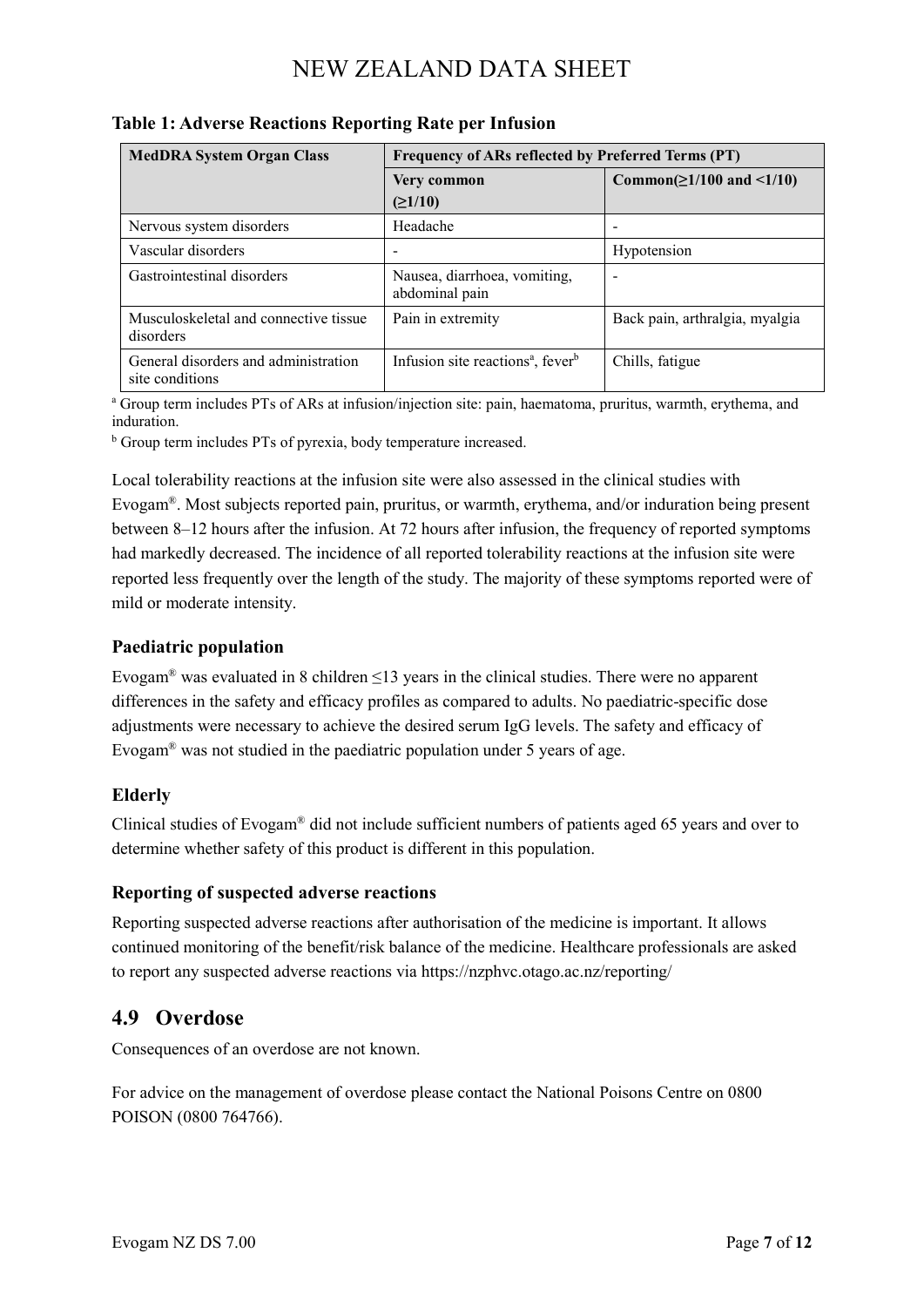**Table 1: Adverse Reactions Reporting Rate per Infusion**

| MedDRA System Organ Class | Frequency of ARs reflected by Preferred Terms (PT) | |
|---|---|---|
| | Very common ($\geq$1/10) | Common($\geq$1/100 and <1/10) |
| Nervous system disorders | Headache | - |
| Vascular disorders | - | Hypotension |
| Gastrointestinal disorders | Nausea, diarrhoea, vomiting, abdominal pain | - |
| Musculoskeletal and connective tissue disorders | Pain in extremity | Back pain, arthralgia, myalgia |
| General disorders and administration site conditions | Infusion site reactions[a], fever[b] | Chills, fatigue |

[a] Group term includes PTs of ARs at infusion/injection site: pain, haematoma, pruritus, warmth, erythema, and induration.

[b] Group term includes PTs of pyrexia, body temperature increased.

Local tolerability reactions at the infusion site were also assessed in the clinical studies with Evogam®. Most subjects reported pain, pruritus, or warmth, erythema, and/or induration being present between 8–12 hours after the infusion. At 72 hours after infusion, the frequency of reported symptoms had markedly decreased. The incidence of all reported tolerability reactions at the infusion site were reported less frequently over the length of the study. The majority of these symptoms reported were of mild or moderate intensity.

### Paediatric population

Evogam® was evaluated in 8 children ≤13 years in the clinical studies. There were no apparent differences in the safety and efficacy profiles as compared to adults. No paediatric-specific dose adjustments were necessary to achieve the desired serum IgG levels. The safety and efficacy of Evogam® was not studied in the paediatric population under 5 years of age.

### Elderly

Clinical studies of Evogam® did not include sufficient numbers of patients aged 65 years and over to determine whether safety of this product is different in this population.

### Reporting of suspected adverse reactions

Reporting suspected adverse reactions after authorisation of the medicine is important. It allows continued monitoring of the benefit/risk balance of the medicine. Healthcare professionals are asked to report any suspected adverse reactions via https://nzphvc.otago.ac.nz/reporting/

## 4.9 Overdose

Consequences of an overdose are not known.

For advice on the management of overdose please contact the National Poisons Centre on 0800 POISON (0800 764766).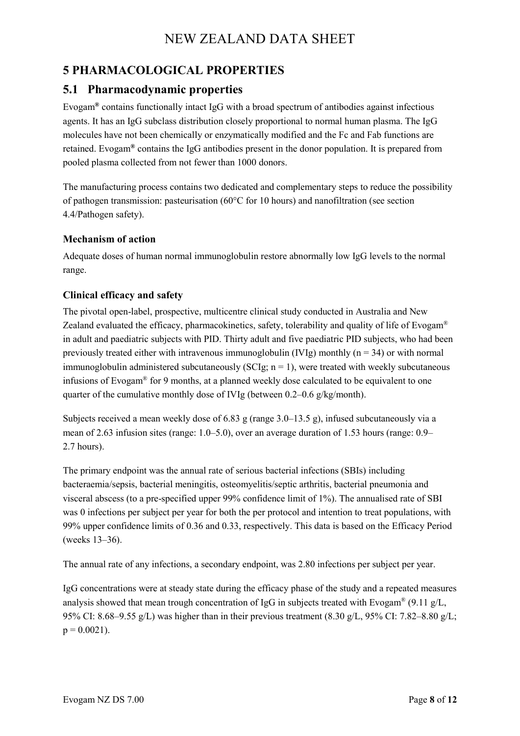## 5 PHARMACOLOGICAL PROPERTIES

## 5.1 Pharmacodynamic properties

Evogam® contains functionally intact IgG with a broad spectrum of antibodies against infectious agents. It has an IgG subclass distribution closely proportional to normal human plasma. The IgG molecules have not been chemically or enzymatically modified and the Fc and Fab functions are retained. Evogam® contains the IgG antibodies present in the donor population. It is prepared from pooled plasma collected from not fewer than 1000 donors.

The manufacturing process contains two dedicated and complementary steps to reduce the possibility of pathogen transmission: pasteurisation (60°C for 10 hours) and nanofiltration (see section 4.4/Pathogen safety).

### Mechanism of action

Adequate doses of human normal immunoglobulin restore abnormally low IgG levels to the normal range.

### Clinical efficacy and safety

The pivotal open-label, prospective, multicentre clinical study conducted in Australia and New Zealand evaluated the efficacy, pharmacokinetics, safety, tolerability and quality of life of Evogam® in adult and paediatric subjects with PID. Thirty adult and five paediatric PID subjects, who had been previously treated either with intravenous immunoglobulin (IVIg) monthly ($n = 34$) or with normal immunoglobulin administered subcutaneously (SCIg; $n = 1$), were treated with weekly subcutaneous infusions of Evogam® for 9 months, at a planned weekly dose calculated to be equivalent to one quarter of the cumulative monthly dose of IVIg (between 0.2–0.6 g/kg/month).

Subjects received a mean weekly dose of 6.83 g (range 3.0–13.5 g), infused subcutaneously via a mean of 2.63 infusion sites (range: 1.0–5.0), over an average duration of 1.53 hours (range: 0.9–2.7 hours).

The primary endpoint was the annual rate of serious bacterial infections (SBIs) including bacteraemia/sepsis, bacterial meningitis, osteomyelitis/septic arthritis, bacterial pneumonia and visceral abscess (to a pre-specified upper 99% confidence limit of 1%). The annualised rate of SBI was 0 infections per subject per year for both the per protocol and intention to treat populations, with 99% upper confidence limits of 0.36 and 0.33, respectively. This data is based on the Efficacy Period (weeks 13–36).

The annual rate of any infections, a secondary endpoint, was 2.80 infections per subject per year.

IgG concentrations were at steady state during the efficacy phase of the study and a repeated measures analysis showed that mean trough concentration of IgG in subjects treated with Evogam® (9.11 g/L, 95% CI: 8.68–9.55 g/L) was higher than in their previous treatment (8.30 g/L, 95% CI: 7.82–8.80 g/L; $p = 0.0021$).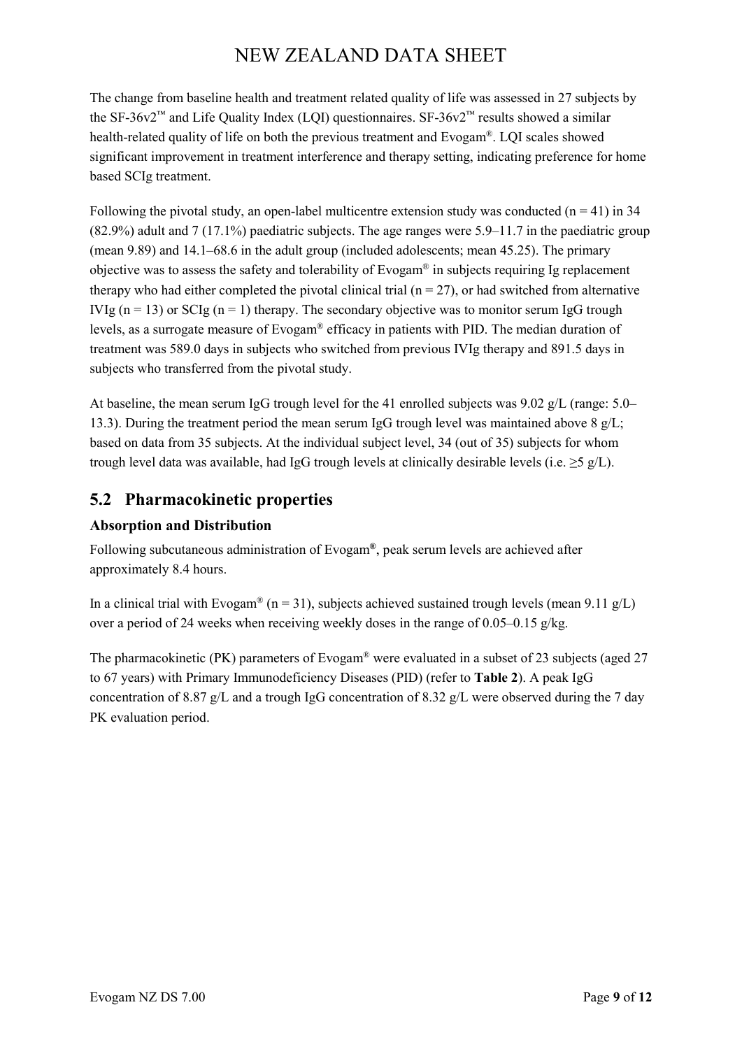The change from baseline health and treatment related quality of life was assessed in 27 subjects by the SF-36v2™ and Life Quality Index (LQI) questionnaires. SF-36v2™ results showed a similar health-related quality of life on both the previous treatment and Evogam®. LQI scales showed significant improvement in treatment interference and therapy setting, indicating preference for home based SCIg treatment.

Following the pivotal study, an open-label multicentre extension study was conducted (n = 41) in 34 (82.9%) adult and 7 (17.1%) paediatric subjects. The age ranges were 5.9–11.7 in the paediatric group (mean 9.89) and 14.1–68.6 in the adult group (included adolescents; mean 45.25). The primary objective was to assess the safety and tolerability of Evogam® in subjects requiring Ig replacement therapy who had either completed the pivotal clinical trial (n = 27), or had switched from alternative IVIg (n = 13) or SCIg (n = 1) therapy. The secondary objective was to monitor serum IgG trough levels, as a surrogate measure of Evogam® efficacy in patients with PID. The median duration of treatment was 589.0 days in subjects who switched from previous IVIg therapy and 891.5 days in subjects who transferred from the pivotal study.

At baseline, the mean serum IgG trough level for the 41 enrolled subjects was 9.02 g/L (range: 5.0–13.3). During the treatment period the mean serum IgG trough level was maintained above 8 g/L; based on data from 35 subjects. At the individual subject level, 34 (out of 35) subjects for whom trough level data was available, had IgG trough levels at clinically desirable levels (i.e. ≥5 g/L).

## 5.2 Pharmacokinetic properties

### Absorption and Distribution

Following subcutaneous administration of Evogam®, peak serum levels are achieved after approximately 8.4 hours.

In a clinical trial with Evogam® (n = 31), subjects achieved sustained trough levels (mean 9.11 g/L) over a period of 24 weeks when receiving weekly doses in the range of 0.05–0.15 g/kg.

The pharmacokinetic (PK) parameters of Evogam® were evaluated in a subset of 23 subjects (aged 27 to 67 years) with Primary Immunodeficiency Diseases (PID) (refer to **Table 2**). A peak IgG concentration of 8.87 g/L and a trough IgG concentration of 8.32 g/L were observed during the 7 day PK evaluation period.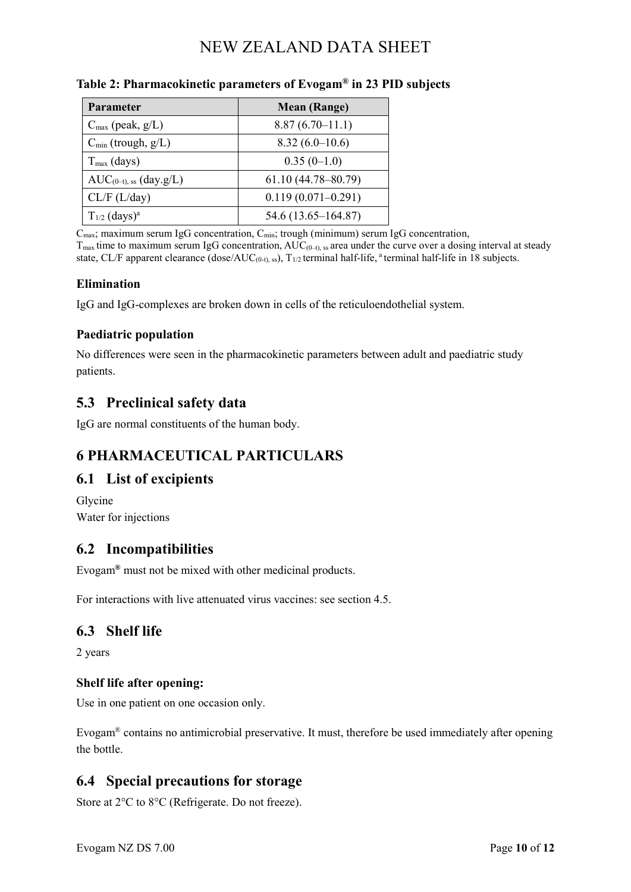**Table 2: Pharmacokinetic parameters of Evogam® in 23 PID subjects**

| Parameter | Mean (Range) |
|---|---|
| $C_{max}$ (peak, g/L) | 8.87 (6.70–11.1) |
| $C_{min}$ (trough, g/L) | 8.32 (6.0–10.6) |
| $T_{max}$ (days) | 0.35 (0–1.0) |
| $AUC_{(0–t), ss}$ (day.g/L) | 61.10 (44.78–80.79) |
| CL/F (L/day) | 0.119 (0.071–0.291) |
| $T_{1/2}$ (days)[a] | 54.6 (13.65–164.87) |

$C_{max}$; maximum serum IgG concentration, $C_{min}$; trough (minimum) serum IgG concentration, $T_{max}$ time to maximum serum IgG concentration, $AUC_{(0–t), ss}$ area under the curve over a dosing interval at steady state, CL/F apparent clearance (dose/$AUC_{(0-t), ss}$), $T_{1/2}$ terminal half-life, [a] terminal half-life in 18 subjects.

### Elimination

IgG and IgG-complexes are broken down in cells of the reticuloendothelial system.

### Paediatric population

No differences were seen in the pharmacokinetic parameters between adult and paediatric study patients.

## 5.3 Preclinical safety data

IgG are normal constituents of the human body.

# 6 PHARMACEUTICAL PARTICULARS

## 6.1 List of excipients

Glycine
Water for injections

## 6.2 Incompatibilities

Evogam® must not be mixed with other medicinal products.

For interactions with live attenuated virus vaccines: see section 4.5.

## 6.3 Shelf life

2 years

### Shelf life after opening:

Use in one patient on one occasion only.

Evogam® contains no antimicrobial preservative. It must, therefore be used immediately after opening the bottle.

## 6.4 Special precautions for storage

Store at 2°C to 8°C (Refrigerate. Do not freeze).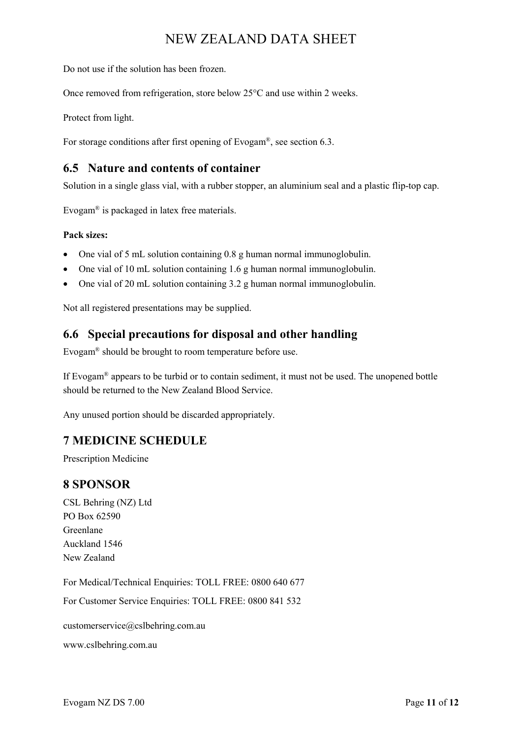Do not use if the solution has been frozen.

Once removed from refrigeration, store below 25°C and use within 2 weeks.

Protect from light.

For storage conditions after first opening of Evogam®, see section 6.3.

## 6.5 Nature and contents of container

Solution in a single glass vial, with a rubber stopper, an aluminium seal and a plastic flip-top cap.

Evogam® is packaged in latex free materials.

**Pack sizes:**

- One vial of 5 mL solution containing 0.8 g human normal immunoglobulin.
- One vial of 10 mL solution containing 1.6 g human normal immunoglobulin.
- One vial of 20 mL solution containing 3.2 g human normal immunoglobulin.

Not all registered presentations may be supplied.

## 6.6 Special precautions for disposal and other handling

Evogam® should be brought to room temperature before use.

If Evogam® appears to be turbid or to contain sediment, it must not be used. The unopened bottle should be returned to the New Zealand Blood Service.

Any unused portion should be discarded appropriately.

# 7 MEDICINE SCHEDULE

Prescription Medicine

# 8 SPONSOR

CSL Behring (NZ) Ltd
PO Box 62590
Greenlane
Auckland 1546
New Zealand

For Medical/Technical Enquiries: TOLL FREE: 0800 640 677

For Customer Service Enquiries: TOLL FREE: 0800 841 532

customerservice@cslbehring.com.au

www.cslbehring.com.au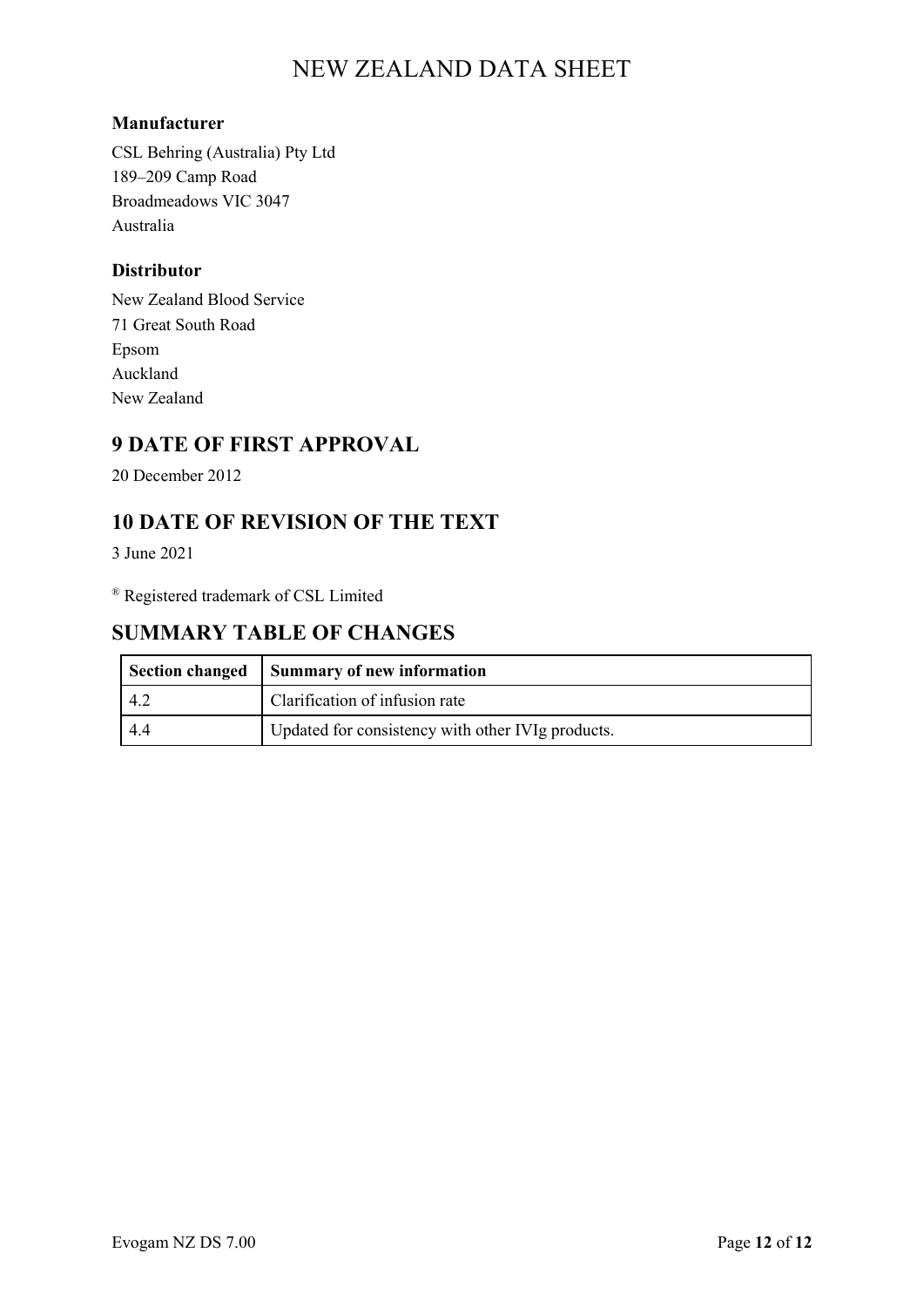### Manufacturer

CSL Behring (Australia) Pty Ltd
189–209 Camp Road
Broadmeadows VIC 3047
Australia

### Distributor

New Zealand Blood Service
71 Great South Road
Epsom
Auckland
New Zealand

## 9 DATE OF FIRST APPROVAL

20 December 2012

## 10 DATE OF REVISION OF THE TEXT

3 June 2021

® Registered trademark of CSL Limited

## SUMMARY TABLE OF CHANGES

| Section changed | Summary of new information |
| --- | --- |
| 4.2 | Clarification of infusion rate |
| 4.4 | Updated for consistency with other IVIg products. |